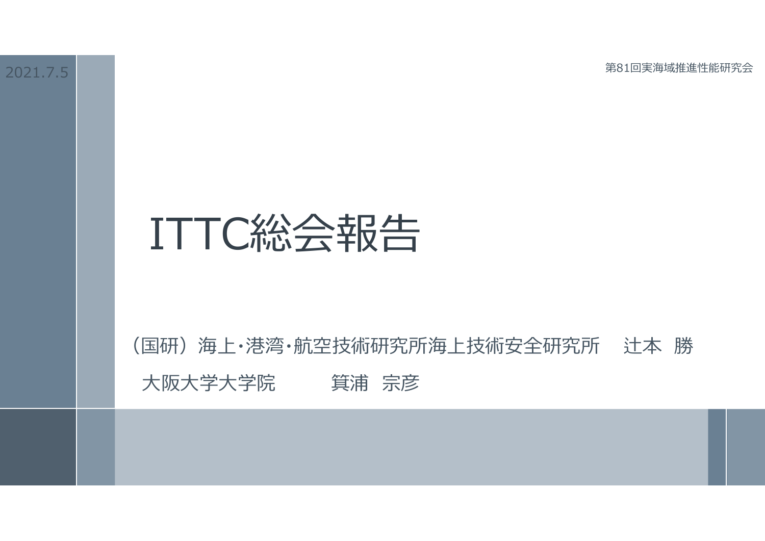2021.7.5

第81回実海域推進性能研究会

# ITTC総会報告

（国研）海上･港湾･航空技術研究所海上技術安全研究所　辻本　勝

大阪大学大学院　箕浦　宗彦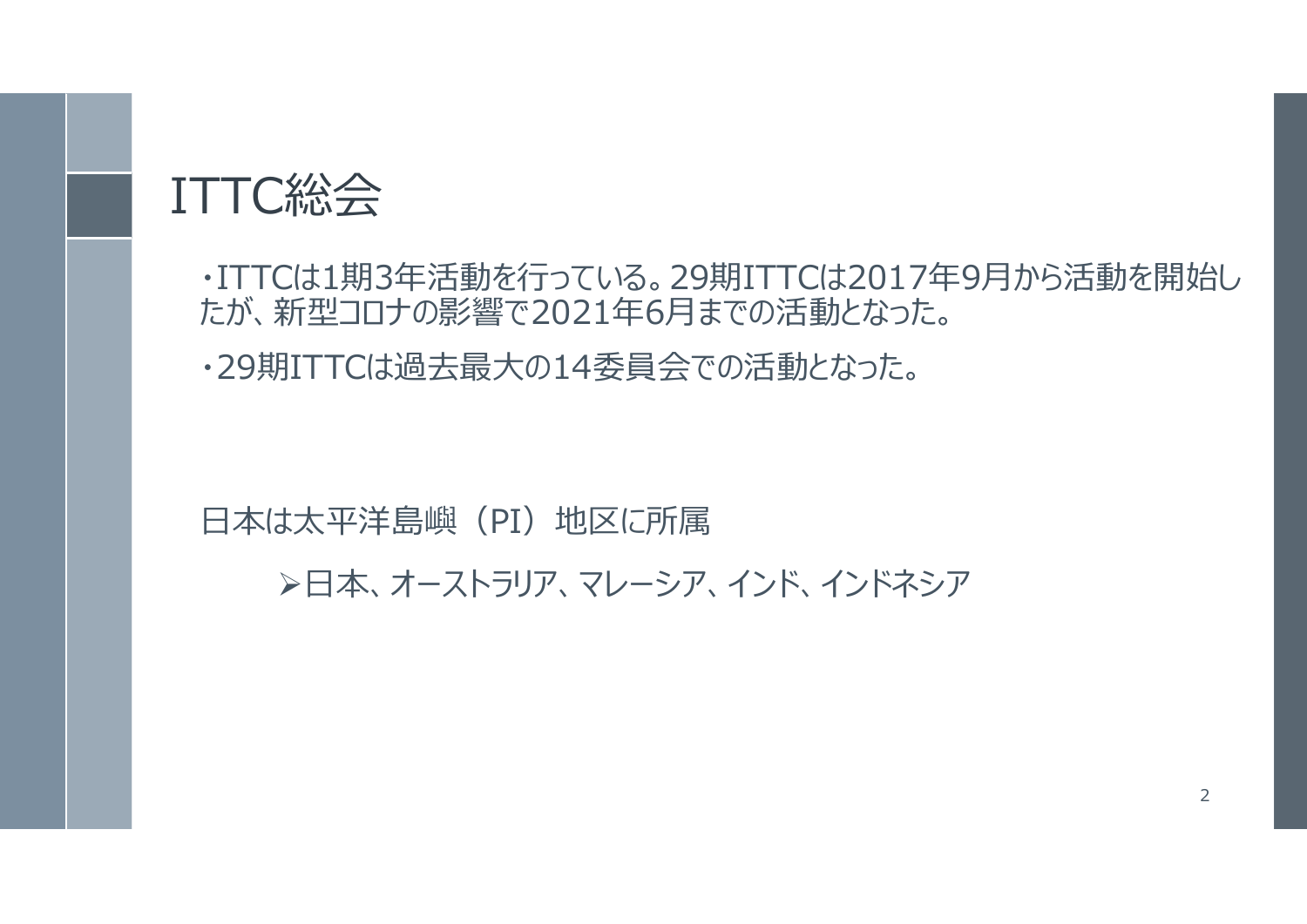# ITTC総会

・ITTCは1期3年活動を行っている。29期ITTCは2017年9月から活動を開始したが、新型コロナの影響で2021年6月までの活動となった。

・29期ITTCは過去最大の14委員会での活動となった。

日本は太平洋島嶼（PI）地区に所属

- 日本、オーストラリア、マレーシア、インド、インドネシア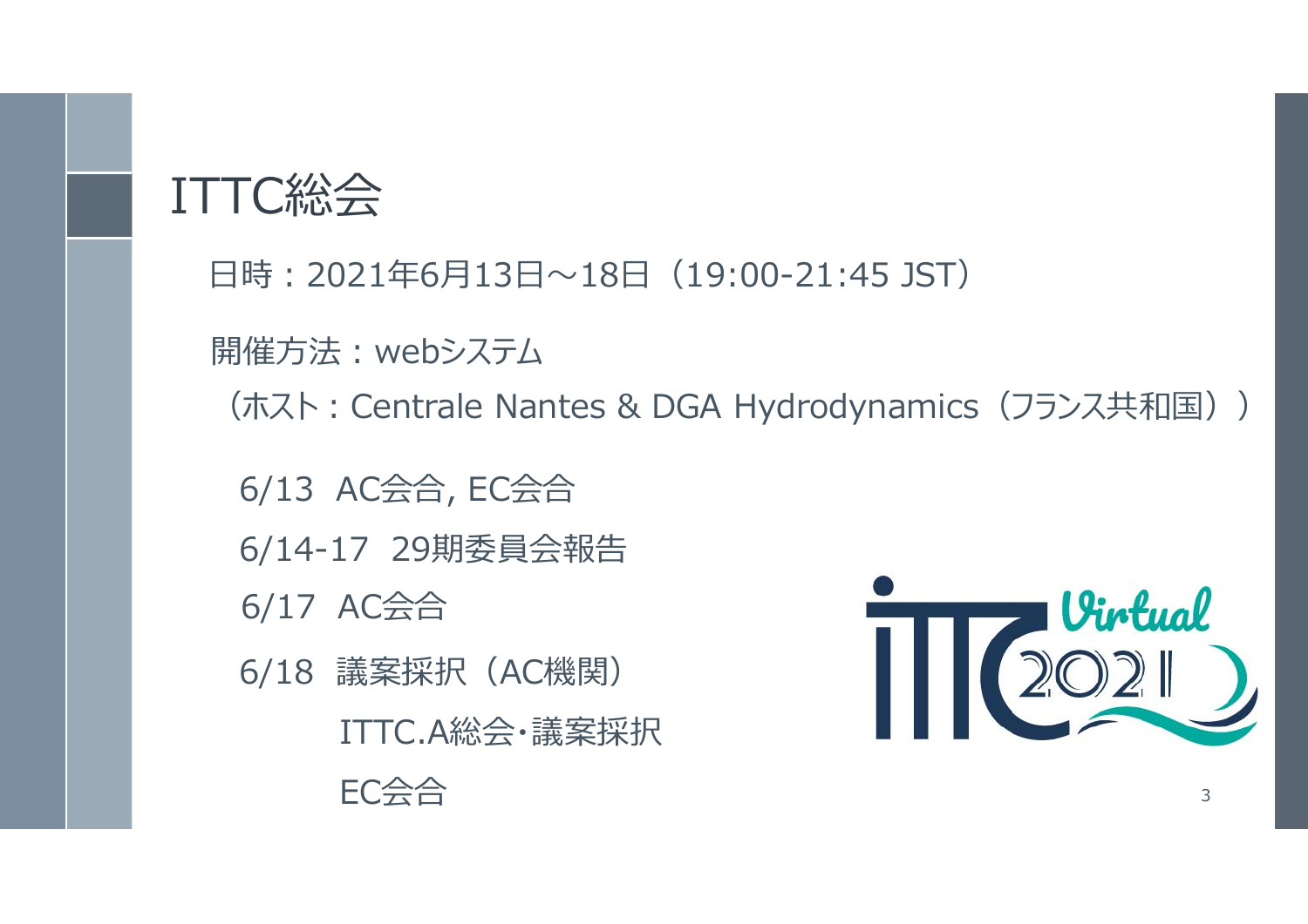# ITTC総会

日時：2021年6月13日～18日（19:00-21:45 JST）

開催方法：webシステム

（ホスト：Centrale Nantes & DGA Hydrodynamics（フランス共和国））

6/13　AC会合, EC会合

6/14-17　29期委員会報告

6/17　AC会合

6/18　議案採択（AC機関）

ITTC.A総会・議案採択

EC会合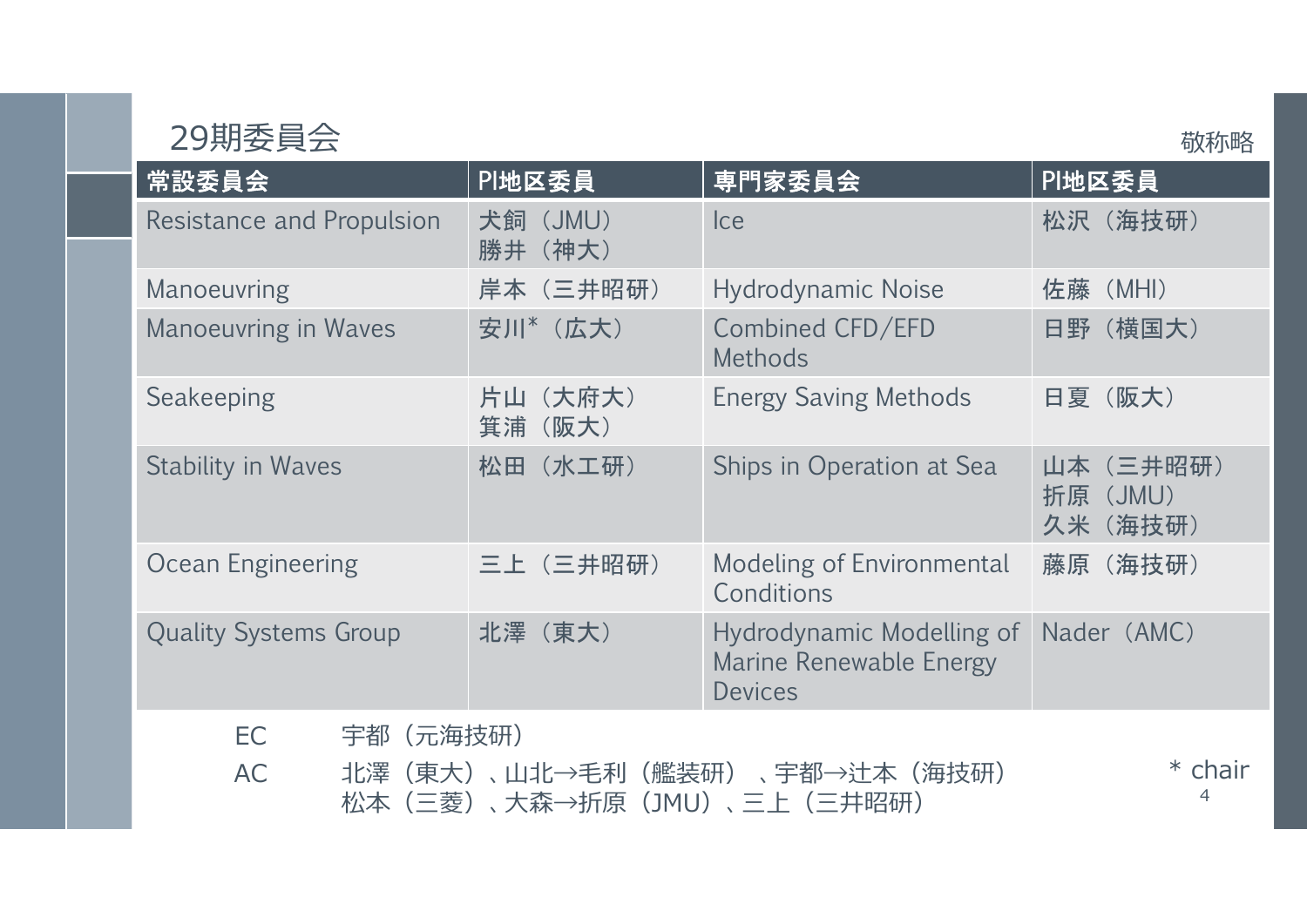# 29期委員会

敬称略

| 常設委員会 | PI地区委員 | 専門家委員会 | PI地区委員 |
|---|---|---|---|
| Resistance and Propulsion | 犬飼（JMU）<br>勝井（神大） | Ice | 松沢（海技研） |
| Manoeuvring | 岸本（三井昭研） | Hydrodynamic Noise | 佐藤（MHI） |
| Manoeuvring in Waves | 安川*（広大） | Combined CFD/EFD Methods | 日野（横国大） |
| Seakeeping | 片山（大府大）<br>箕浦（阪大） | Energy Saving Methods | 日夏（阪大） |
| Stability in Waves | 松田（水工研） | Ships in Operation at Sea | 山本（三井昭研）<br>折原（JMU）<br>久米（海技研） |
| Ocean Engineering | 三上（三井昭研） | Modeling of Environmental Conditions | 藤原（海技研） |
| Quality Systems Group | 北澤（東大） | Hydrodynamic Modelling of Marine Renewable Energy Devices | Nader（AMC） |

EC　宇都（元海技研）

AC　北澤（東大）、山北→毛利（艦装研）、宇都→辻本（海技研）
松本（三菱）、大森→折原（JMU）、三上（三井昭研）

* chair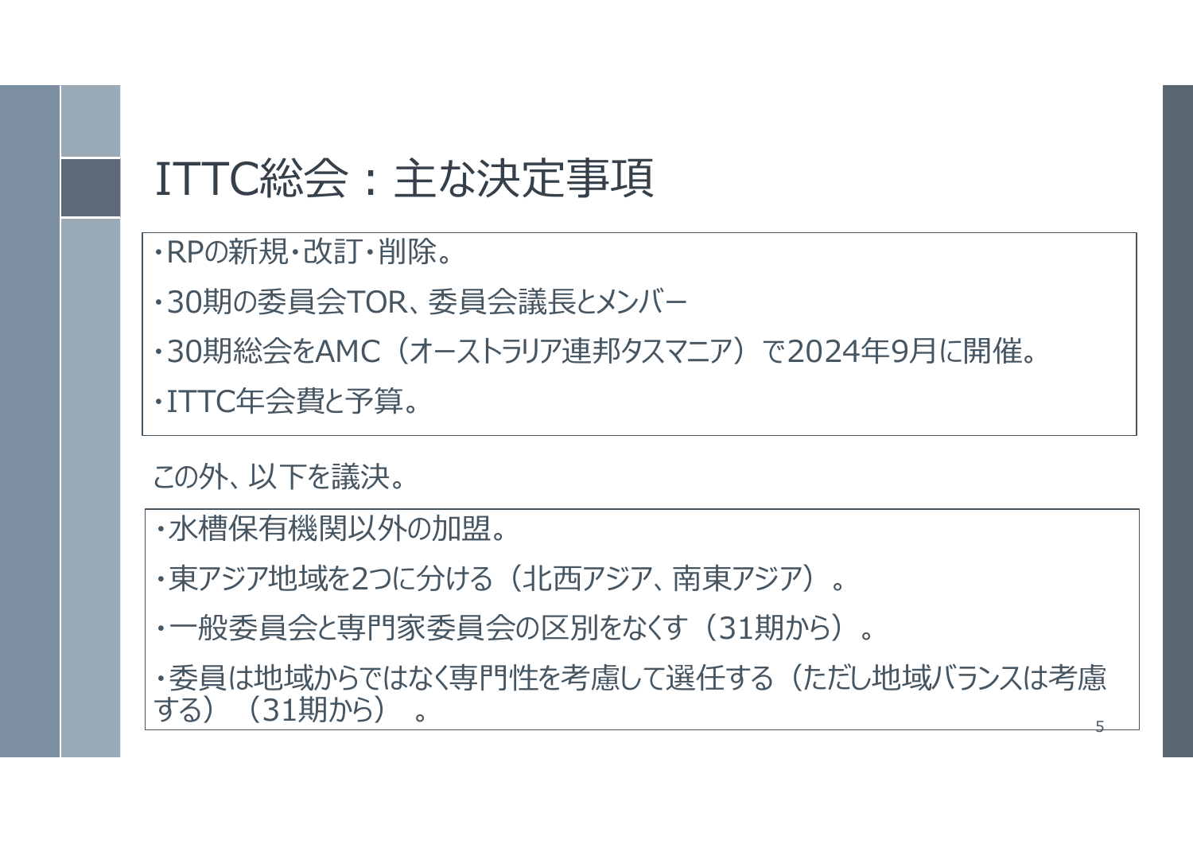# ITTC総会：主な決定事項

・RPの新規・改訂・削除。

・30期の委員会TOR、委員会議長とメンバー

・30期総会をAMC（オーストラリア連邦タスマニア）で2024年9月に開催。

・ITTC年会費と予算。

この外、以下を議決。

・水槽保有機関以外の加盟。

・東アジア地域を2つに分ける（北西アジア、南東アジア）。

・一般委員会と専門家委員会の区別をなくす（31期から）。

・委員は地域からではなく専門性を考慮して選任する（ただし地域バランスは考慮する）（31期から）。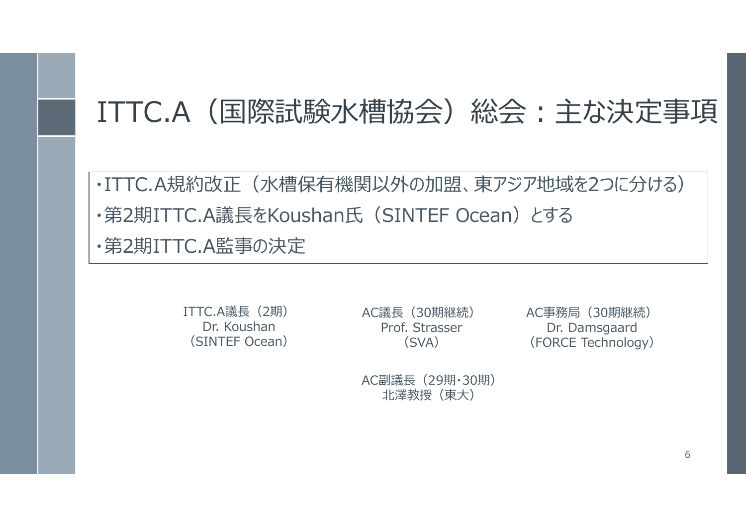# ITTC.A（国際試験水槽協会）総会：主な決定事項

・ITTC.A規約改正（水槽保有機関以外の加盟、東アジア地域を2つに分ける）

・第2期ITTC.A議長をKoushan氏（SINTEF Ocean）とする

・第2期ITTC.A監事の決定

ITTC.A議長（2期）
Dr. Koushan
（SINTEF Ocean）

AC議長（30期継続）
Prof. Strasser
（SVA）

AC事務局（30期継続）
Dr. Damsgaard
（FORCE Technology）

AC副議長（29期・30期）
北澤教授（東大）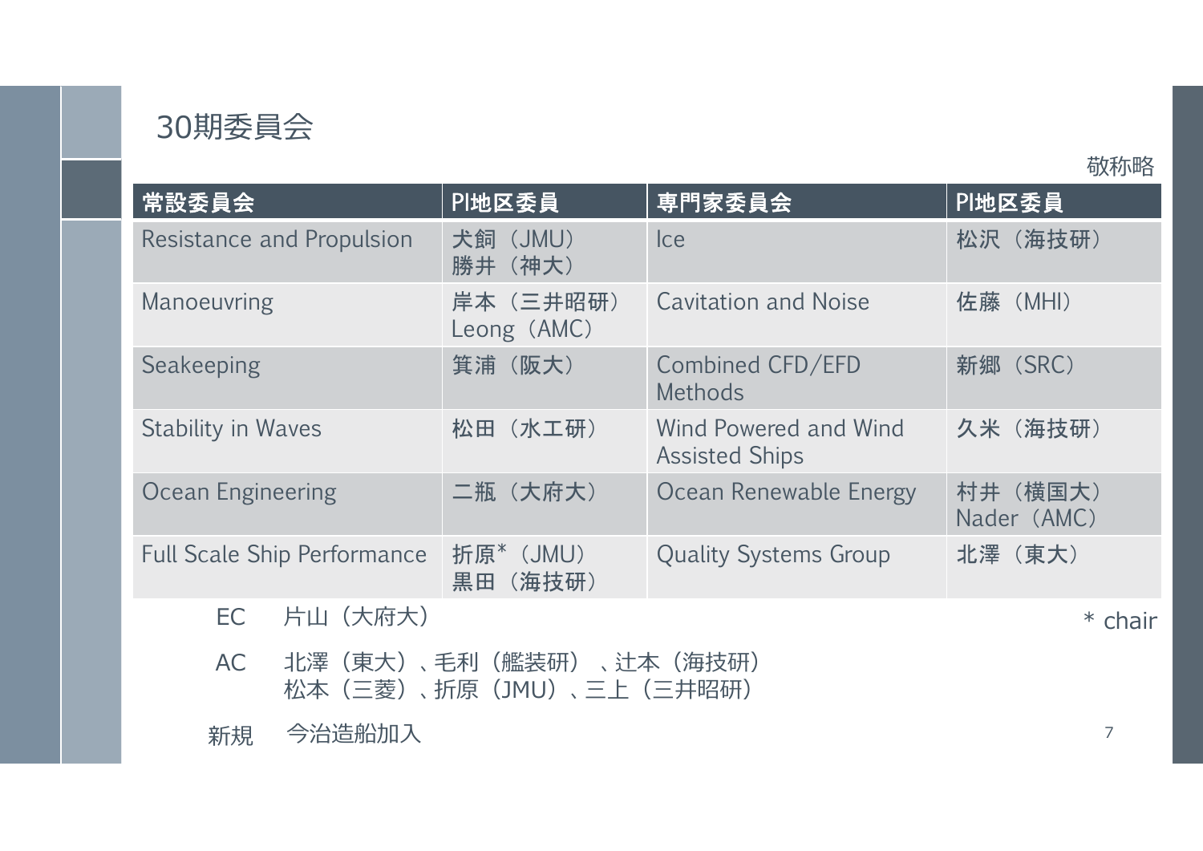# 30期委員会

敬称略

| 常設委員会 | PI地区委員 | 専門家委員会 | PI地区委員 |
|---|---|---|---|
| Resistance and Propulsion | 犬飼（JMU）<br>勝井（神大） | Ice | 松沢（海技研） |
| Manoeuvring | 岸本（三井昭研）<br>Leong（AMC） | Cavitation and Noise | 佐藤（MHI） |
| Seakeeping | 箕浦（阪大） | Combined CFD/EFD Methods | 新郷（SRC） |
| Stability in Waves | 松田（水工研） | Wind Powered and Wind Assisted Ships | 久米（海技研） |
| Ocean Engineering | 二瓶（大府大） | Ocean Renewable Energy | 村井（横国大）<br>Nader（AMC） |
| Full Scale Ship Performance | 折原*（JMU）<br>黒田（海技研） | Quality Systems Group | 北澤（東大） |

* chair

EC　片山（大府大）

AC　北澤（東大）、毛利（艦装研）、辻本（海技研）
　　松本（三菱）、折原（JMU）、三上（三井昭研）

新規　今治造船加入